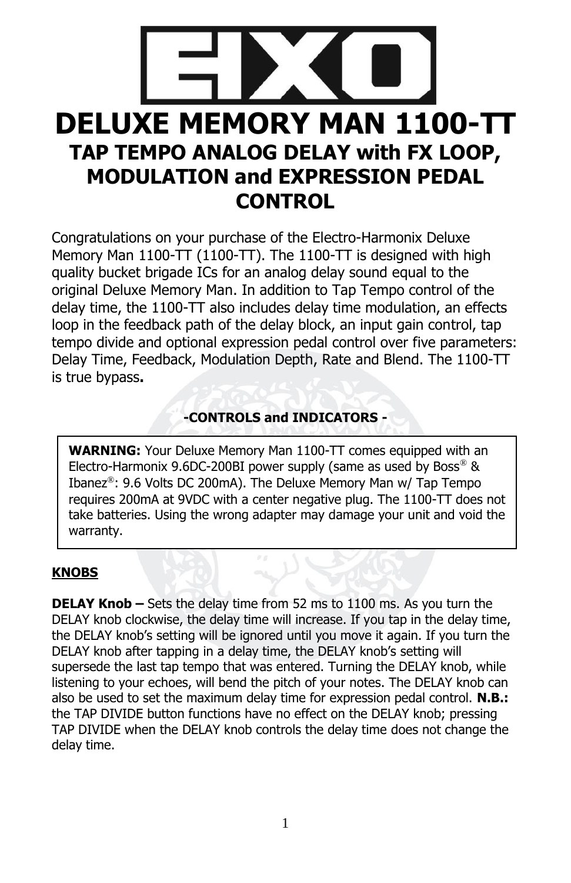# DELUXE MEMORY MAN 1100-TT

## TAP TEMPO ANALOG DELAY with FX LOOP, MODULATION and EXPRESSION PEDAL CONTROL

Congratulations on your purchase of the Electro-Harmonix Deluxe Memory Man 1100-TT (1100-TT). The 1100-TT is designed with high quality bucket brigade ICs for an analog delay sound equal to the original Deluxe Memory Man. In addition to Tap Tempo control of the delay time, the 1100-TT also includes delay time modulation, an effects loop in the feedback path of the delay block, an input gain control, tap tempo divide and optional expression pedal control over five parameters: Delay Time, Feedback, Modulation Depth, Rate and Blend. The 1100-TT is true bypass**.**

### -CONTROLS and INDICATORS -

> **WARNING:** Your Deluxe Memory Man 1100-TT comes equipped with an Electro-Harmonix 9.6DC-200BI power supply (same as used by Boss® & Ibanez®: 9.6 Volts DC 200mA). The Deluxe Memory Man w/ Tap Tempo requires 200mA at 9VDC with a center negative plug. The 1100-TT does not take batteries. Using the wrong adapter may damage your unit and void the warranty.

**KNOBS**

**DELAY Knob –** Sets the delay time from 52 ms to 1100 ms. As you turn the DELAY knob clockwise, the delay time will increase. If you tap in the delay time, the DELAY knob's setting will be ignored until you move it again. If you turn the DELAY knob after tapping in a delay time, the DELAY knob's setting will supersede the last tap tempo that was entered. Turning the DELAY knob, while listening to your echoes, will bend the pitch of your notes. The DELAY knob can also be used to set the maximum delay time for expression pedal control. **N.B.:** the TAP DIVIDE button functions have no effect on the DELAY knob; pressing TAP DIVIDE when the DELAY knob controls the delay time does not change the delay time.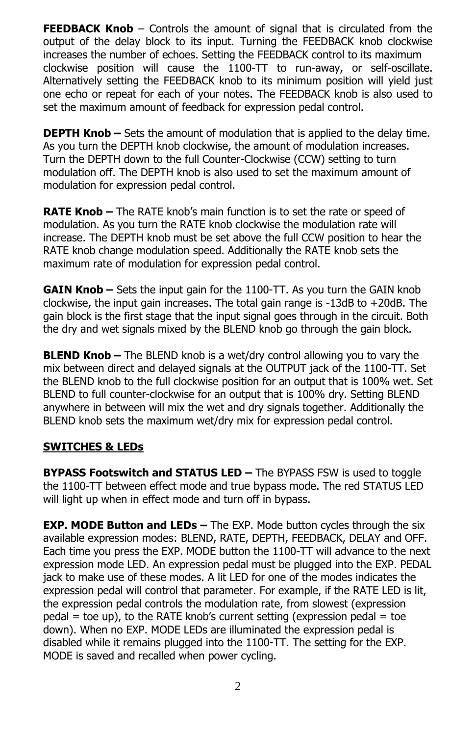**FEEDBACK Knob** – Controls the amount of signal that is circulated from the output of the delay block to its input. Turning the FEEDBACK knob clockwise increases the number of echoes. Setting the FEEDBACK control to its maximum clockwise position will cause the 1100-TT to run-away, or self-oscillate. Alternatively setting the FEEDBACK knob to its minimum position will yield just one echo or repeat for each of your notes. The FEEDBACK knob is also used to set the maximum amount of feedback for expression pedal control.

**DEPTH Knob –** Sets the amount of modulation that is applied to the delay time. As you turn the DEPTH knob clockwise, the amount of modulation increases. Turn the DEPTH down to the full Counter-Clockwise (CCW) setting to turn modulation off. The DEPTH knob is also used to set the maximum amount of modulation for expression pedal control.

**RATE Knob –** The RATE knob's main function is to set the rate or speed of modulation. As you turn the RATE knob clockwise the modulation rate will increase. The DEPTH knob must be set above the full CCW position to hear the RATE knob change modulation speed. Additionally the RATE knob sets the maximum rate of modulation for expression pedal control.

**GAIN Knob –** Sets the input gain for the 1100-TT. As you turn the GAIN knob clockwise, the input gain increases. The total gain range is -13dB to +20dB. The gain block is the first stage that the input signal goes through in the circuit. Both the dry and wet signals mixed by the BLEND knob go through the gain block.

**BLEND Knob –** The BLEND knob is a wet/dry control allowing you to vary the mix between direct and delayed signals at the OUTPUT jack of the 1100-TT. Set the BLEND knob to the full clockwise position for an output that is 100% wet. Set BLEND to full counter-clockwise for an output that is 100% dry. Setting BLEND anywhere in between will mix the wet and dry signals together. Additionally the BLEND knob sets the maximum wet/dry mix for expression pedal control.

## SWITCHES & LEDs

**BYPASS Footswitch and STATUS LED –** The BYPASS FSW is used to toggle the 1100-TT between effect mode and true bypass mode. The red STATUS LED will light up when in effect mode and turn off in bypass.

**EXP. MODE Button and LEDs –** The EXP. Mode button cycles through the six available expression modes: BLEND, RATE, DEPTH, FEEDBACK, DELAY and OFF. Each time you press the EXP. MODE button the 1100-TT will advance to the next expression mode LED. An expression pedal must be plugged into the EXP. PEDAL jack to make use of these modes. A lit LED for one of the modes indicates the expression pedal will control that parameter. For example, if the RATE LED is lit, the expression pedal controls the modulation rate, from slowest (expression pedal = toe up), to the RATE knob's current setting (expression pedal = toe down). When no EXP. MODE LEDs are illuminated the expression pedal is disabled while it remains plugged into the 1100-TT. The setting for the EXP. MODE is saved and recalled when power cycling.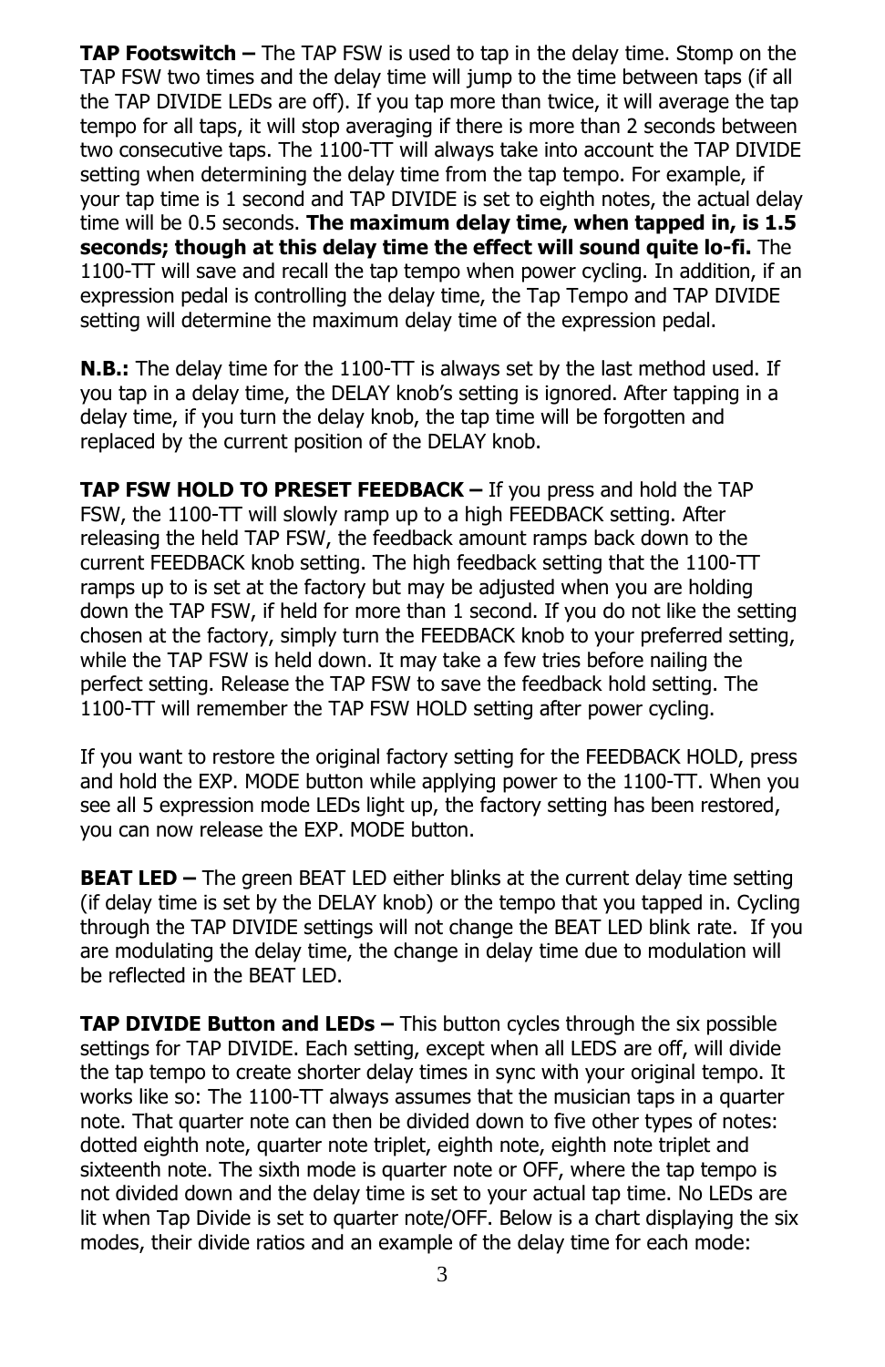**TAP Footswitch –** The TAP FSW is used to tap in the delay time. Stomp on the TAP FSW two times and the delay time will jump to the time between taps (if all the TAP DIVIDE LEDs are off). If you tap more than twice, it will average the tap tempo for all taps, it will stop averaging if there is more than 2 seconds between two consecutive taps. The 1100-TT will always take into account the TAP DIVIDE setting when determining the delay time from the tap tempo. For example, if your tap time is 1 second and TAP DIVIDE is set to eighth notes, the actual delay time will be 0.5 seconds. **The maximum delay time, when tapped in, is 1.5 seconds; though at this delay time the effect will sound quite lo-fi.** The 1100-TT will save and recall the tap tempo when power cycling. In addition, if an expression pedal is controlling the delay time, the Tap Tempo and TAP DIVIDE setting will determine the maximum delay time of the expression pedal.

**N.B.:** The delay time for the 1100-TT is always set by the last method used. If you tap in a delay time, the DELAY knob's setting is ignored. After tapping in a delay time, if you turn the delay knob, the tap time will be forgotten and replaced by the current position of the DELAY knob.

**TAP FSW HOLD TO PRESET FEEDBACK –** If you press and hold the TAP FSW, the 1100-TT will slowly ramp up to a high FEEDBACK setting. After releasing the held TAP FSW, the feedback amount ramps back down to the current FEEDBACK knob setting. The high feedback setting that the 1100-TT ramps up to is set at the factory but may be adjusted when you are holding down the TAP FSW, if held for more than 1 second. If you do not like the setting chosen at the factory, simply turn the FEEDBACK knob to your preferred setting, while the TAP FSW is held down. It may take a few tries before nailing the perfect setting. Release the TAP FSW to save the feedback hold setting. The 1100-TT will remember the TAP FSW HOLD setting after power cycling.

If you want to restore the original factory setting for the FEEDBACK HOLD, press and hold the EXP. MODE button while applying power to the 1100-TT. When you see all 5 expression mode LEDs light up, the factory setting has been restored, you can now release the EXP. MODE button.

**BEAT LED –** The green BEAT LED either blinks at the current delay time setting (if delay time is set by the DELAY knob) or the tempo that you tapped in. Cycling through the TAP DIVIDE settings will not change the BEAT LED blink rate. If you are modulating the delay time, the change in delay time due to modulation will be reflected in the BEAT LED.

**TAP DIVIDE Button and LEDs –** This button cycles through the six possible settings for TAP DIVIDE. Each setting, except when all LEDS are off, will divide the tap tempo to create shorter delay times in sync with your original tempo. It works like so: The 1100-TT always assumes that the musician taps in a quarter note. That quarter note can then be divided down to five other types of notes: dotted eighth note, quarter note triplet, eighth note, eighth note triplet and sixteenth note. The sixth mode is quarter note or OFF, where the tap tempo is not divided down and the delay time is set to your actual tap time. No LEDs are lit when Tap Divide is set to quarter note/OFF. Below is a chart displaying the six modes, their divide ratios and an example of the delay time for each mode: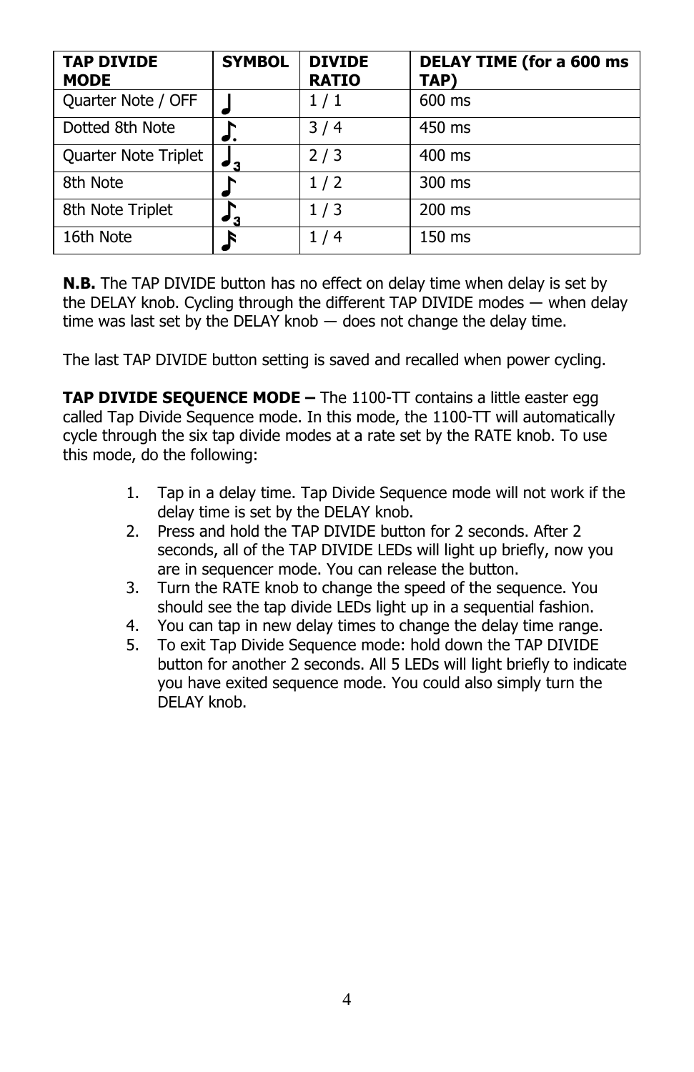| TAP DIVIDE MODE | SYMBOL | DIVIDE RATIO | DELAY TIME (for a 600 ms TAP) |
|---|---|---|---|
| Quarter Note / OFF | ♩ | 1 / 1 | 600 ms |
| Dotted 8th Note | ♪. | 3 / 4 | 450 ms |
| Quarter Note Triplet | ♩3 | 2 / 3 | 400 ms |
| 8th Note | ♪ | 1 / 2 | 300 ms |
| 8th Note Triplet | ♪3 | 1 / 3 | 200 ms |
| 16th Note | ♬ | 1 / 4 | 150 ms |

**N.B.** The TAP DIVIDE button has no effect on delay time when delay is set by the DELAY knob. Cycling through the different TAP DIVIDE modes — when delay time was last set by the DELAY knob — does not change the delay time.

The last TAP DIVIDE button setting is saved and recalled when power cycling.

**TAP DIVIDE SEQUENCE MODE –** The 1100-TT contains a little easter egg called Tap Divide Sequence mode. In this mode, the 1100-TT will automatically cycle through the six tap divide modes at a rate set by the RATE knob. To use this mode, do the following:

1. Tap in a delay time. Tap Divide Sequence mode will not work if the delay time is set by the DELAY knob.
2. Press and hold the TAP DIVIDE button for 2 seconds. After 2 seconds, all of the TAP DIVIDE LEDs will light up briefly, now you are in sequencer mode. You can release the button.
3. Turn the RATE knob to change the speed of the sequence. You should see the tap divide LEDs light up in a sequential fashion.
4. You can tap in new delay times to change the delay time range.
5. To exit Tap Divide Sequence mode: hold down the TAP DIVIDE button for another 2 seconds. All 5 LEDs will light briefly to indicate you have exited sequence mode. You could also simply turn the DELAY knob.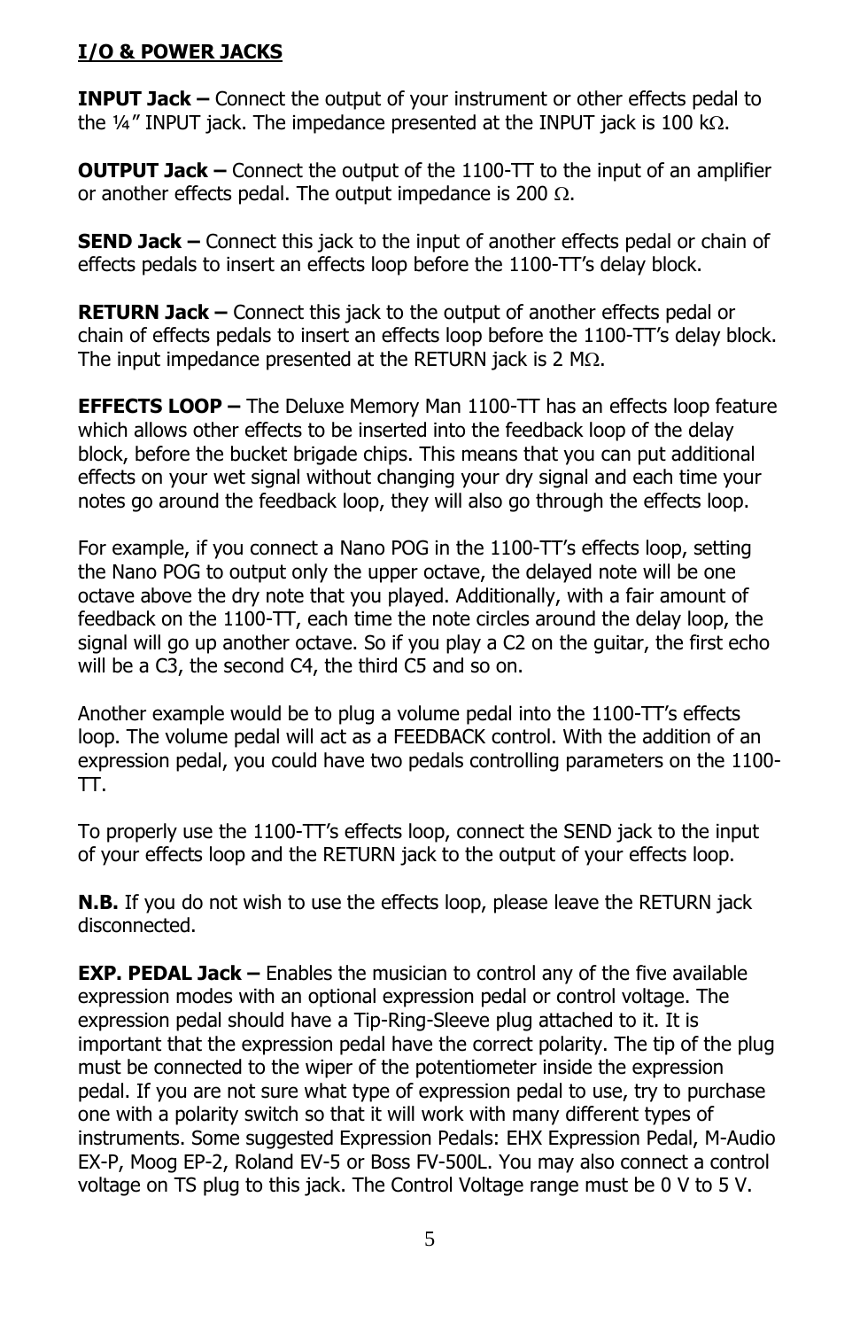## I/O & POWER JACKS

**INPUT Jack –** Connect the output of your instrument or other effects pedal to the ¼" INPUT jack. The impedance presented at the INPUT jack is 100 kΩ.

**OUTPUT Jack –** Connect the output of the 1100-TT to the input of an amplifier or another effects pedal. The output impedance is 200 Ω.

**SEND Jack –** Connect this jack to the input of another effects pedal or chain of effects pedals to insert an effects loop before the 1100-TT's delay block.

**RETURN Jack –** Connect this jack to the output of another effects pedal or chain of effects pedals to insert an effects loop before the 1100-TT's delay block. The input impedance presented at the RETURN jack is 2 MΩ.

**EFFECTS LOOP –** The Deluxe Memory Man 1100-TT has an effects loop feature which allows other effects to be inserted into the feedback loop of the delay block, before the bucket brigade chips. This means that you can put additional effects on your wet signal without changing your dry signal and each time your notes go around the feedback loop, they will also go through the effects loop.

For example, if you connect a Nano POG in the 1100-TT's effects loop, setting the Nano POG to output only the upper octave, the delayed note will be one octave above the dry note that you played. Additionally, with a fair amount of feedback on the 1100-TT, each time the note circles around the delay loop, the signal will go up another octave. So if you play a C2 on the guitar, the first echo will be a C3, the second C4, the third C5 and so on.

Another example would be to plug a volume pedal into the 1100-TT's effects loop. The volume pedal will act as a FEEDBACK control. With the addition of an expression pedal, you could have two pedals controlling parameters on the 1100-TT.

To properly use the 1100-TT's effects loop, connect the SEND jack to the input of your effects loop and the RETURN jack to the output of your effects loop.

**N.B.** If you do not wish to use the effects loop, please leave the RETURN jack disconnected.

**EXP. PEDAL Jack –** Enables the musician to control any of the five available expression modes with an optional expression pedal or control voltage. The expression pedal should have a Tip-Ring-Sleeve plug attached to it. It is important that the expression pedal have the correct polarity. The tip of the plug must be connected to the wiper of the potentiometer inside the expression pedal. If you are not sure what type of expression pedal to use, try to purchase one with a polarity switch so that it will work with many different types of instruments. Some suggested Expression Pedals: EHX Expression Pedal, M-Audio EX-P, Moog EP-2, Roland EV-5 or Boss FV-500L. You may also connect a control voltage on TS plug to this jack. The Control Voltage range must be 0 V to 5 V.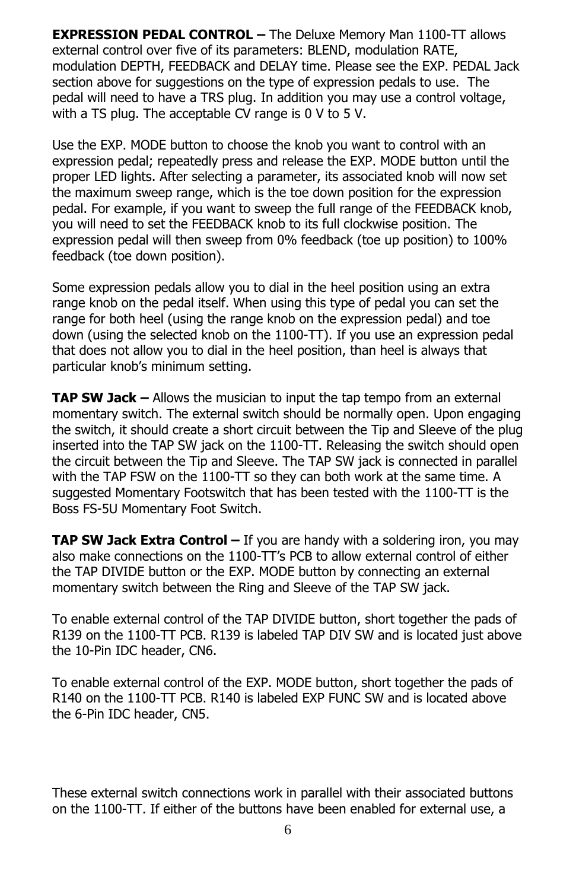**EXPRESSION PEDAL CONTROL –** The Deluxe Memory Man 1100-TT allows external control over five of its parameters: BLEND, modulation RATE, modulation DEPTH, FEEDBACK and DELAY time. Please see the EXP. PEDAL Jack section above for suggestions on the type of expression pedals to use. The pedal will need to have a TRS plug. In addition you may use a control voltage, with a TS plug. The acceptable CV range is 0 V to 5 V.

Use the EXP. MODE button to choose the knob you want to control with an expression pedal; repeatedly press and release the EXP. MODE button until the proper LED lights. After selecting a parameter, its associated knob will now set the maximum sweep range, which is the toe down position for the expression pedal. For example, if you want to sweep the full range of the FEEDBACK knob, you will need to set the FEEDBACK knob to its full clockwise position. The expression pedal will then sweep from 0% feedback (toe up position) to 100% feedback (toe down position).

Some expression pedals allow you to dial in the heel position using an extra range knob on the pedal itself. When using this type of pedal you can set the range for both heel (using the range knob on the expression pedal) and toe down (using the selected knob on the 1100-TT). If you use an expression pedal that does not allow you to dial in the heel position, than heel is always that particular knob's minimum setting.

**TAP SW Jack –** Allows the musician to input the tap tempo from an external momentary switch. The external switch should be normally open. Upon engaging the switch, it should create a short circuit between the Tip and Sleeve of the plug inserted into the TAP SW jack on the 1100-TT. Releasing the switch should open the circuit between the Tip and Sleeve. The TAP SW jack is connected in parallel with the TAP FSW on the 1100-TT so they can both work at the same time. A suggested Momentary Footswitch that has been tested with the 1100-TT is the Boss FS-5U Momentary Foot Switch.

**TAP SW Jack Extra Control –** If you are handy with a soldering iron, you may also make connections on the 1100-TT's PCB to allow external control of either the TAP DIVIDE button or the EXP. MODE button by connecting an external momentary switch between the Ring and Sleeve of the TAP SW jack.

To enable external control of the TAP DIVIDE button, short together the pads of R139 on the 1100-TT PCB. R139 is labeled TAP DIV SW and is located just above the 10-Pin IDC header, CN6.

To enable external control of the EXP. MODE button, short together the pads of R140 on the 1100-TT PCB. R140 is labeled EXP FUNC SW and is located above the 6-Pin IDC header, CN5.

These external switch connections work in parallel with their associated buttons on the 1100-TT. If either of the buttons have been enabled for external use, a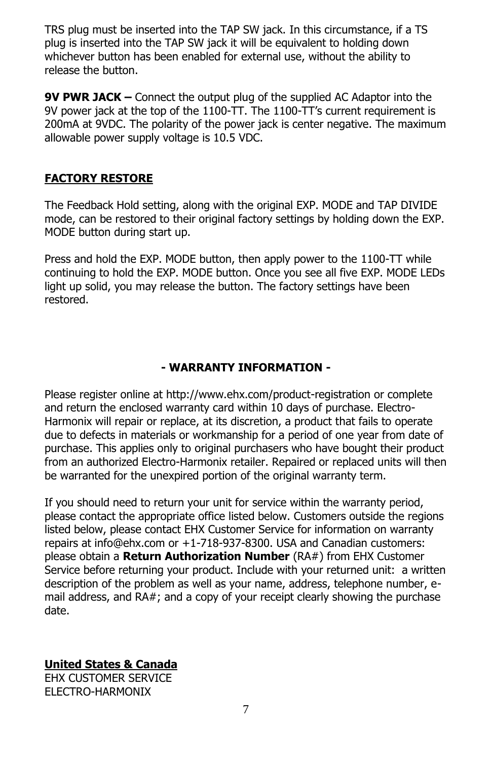TRS plug must be inserted into the TAP SW jack. In this circumstance, if a TS plug is inserted into the TAP SW jack it will be equivalent to holding down whichever button has been enabled for external use, without the ability to release the button.

**9V PWR JACK –** Connect the output plug of the supplied AC Adaptor into the 9V power jack at the top of the 1100-TT. The 1100-TT's current requirement is 200mA at 9VDC. The polarity of the power jack is center negative. The maximum allowable power supply voltage is 10.5 VDC.

## FACTORY RESTORE

The Feedback Hold setting, along with the original EXP. MODE and TAP DIVIDE mode, can be restored to their original factory settings by holding down the EXP. MODE button during start up.

Press and hold the EXP. MODE button, then apply power to the 1100-TT while continuing to hold the EXP. MODE button. Once you see all five EXP. MODE LEDs light up solid, you may release the button. The factory settings have been restored.

## - WARRANTY INFORMATION -

Please register online at http://www.ehx.com/product-registration or complete and return the enclosed warranty card within 10 days of purchase. Electro-Harmonix will repair or replace, at its discretion, a product that fails to operate due to defects in materials or workmanship for a period of one year from date of purchase. This applies only to original purchasers who have bought their product from an authorized Electro-Harmonix retailer. Repaired or replaced units will then be warranted for the unexpired portion of the original warranty term.

If you should need to return your unit for service within the warranty period, please contact the appropriate office listed below. Customers outside the regions listed below, please contact EHX Customer Service for information on warranty repairs at info@ehx.com or +1-718-937-8300. USA and Canadian customers: please obtain a **Return Authorization Number** (RA#) from EHX Customer Service before returning your product. Include with your returned unit: a written description of the problem as well as your name, address, telephone number, e-mail address, and RA#; and a copy of your receipt clearly showing the purchase date.

### United States & Canada

EHX CUSTOMER SERVICE
ELECTRO-HARMONIX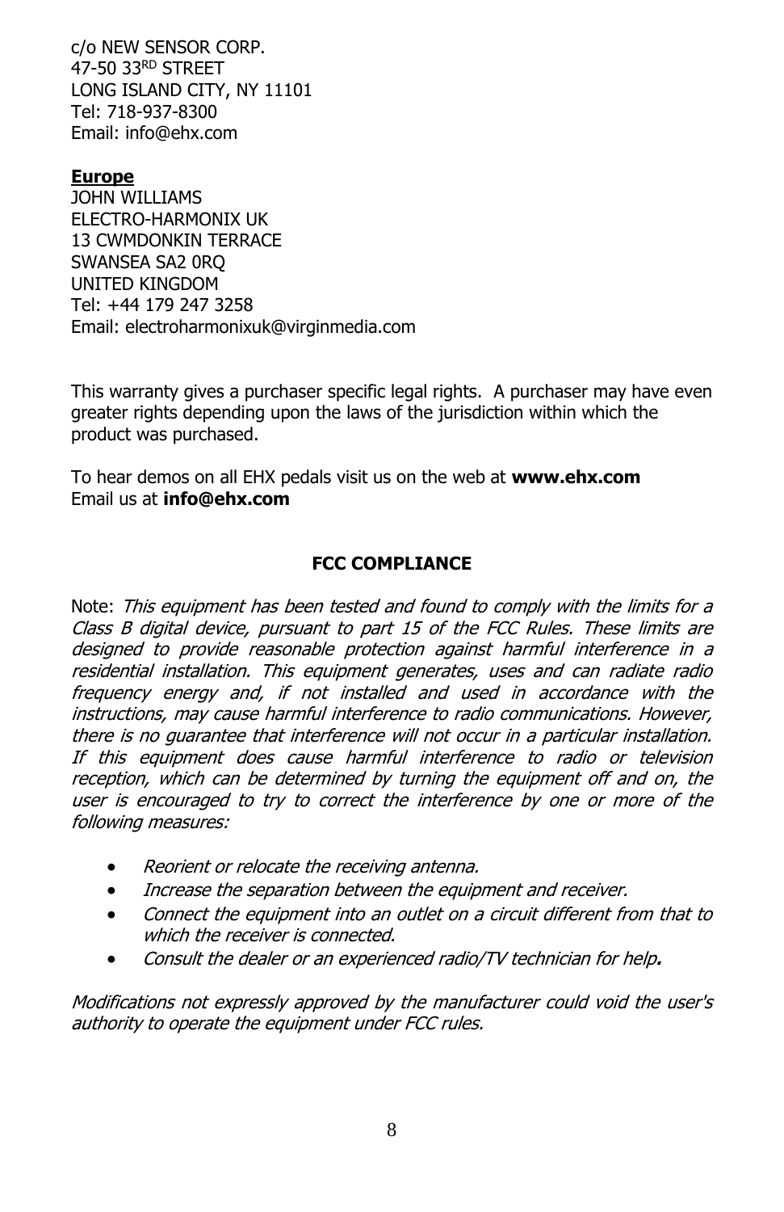c/o NEW SENSOR CORP.
47-50 33RD STREET
LONG ISLAND CITY, NY 11101
Tel: 718-937-8300
Email: info@ehx.com

**Europe**
JOHN WILLIAMS
ELECTRO-HARMONIX UK
13 CWMDONKIN TERRACE
SWANSEA SA2 0RQ
UNITED KINGDOM
Tel: +44 179 247 3258
Email: electroharmonixuk@virginmedia.com

This warranty gives a purchaser specific legal rights. A purchaser may have even greater rights depending upon the laws of the jurisdiction within which the product was purchased.

To hear demos on all EHX pedals visit us on the web at **www.ehx.com**
Email us at **info@ehx.com**

## FCC COMPLIANCE

Note: *This equipment has been tested and found to comply with the limits for a Class B digital device, pursuant to part 15 of the FCC Rules. These limits are designed to provide reasonable protection against harmful interference in a residential installation. This equipment generates, uses and can radiate radio frequency energy and, if not installed and used in accordance with the instructions, may cause harmful interference to radio communications. However, there is no guarantee that interference will not occur in a particular installation. If this equipment does cause harmful interference to radio or television reception, which can be determined by turning the equipment off and on, the user is encouraged to try to correct the interference by one or more of the following measures:*

- *Reorient or relocate the receiving antenna.*
- *Increase the separation between the equipment and receiver.*
- *Connect the equipment into an outlet on a circuit different from that to which the receiver is connected.*
- *Consult the dealer or an experienced radio/TV technician for help.*

*Modifications not expressly approved by the manufacturer could void the user's authority to operate the equipment under FCC rules.*